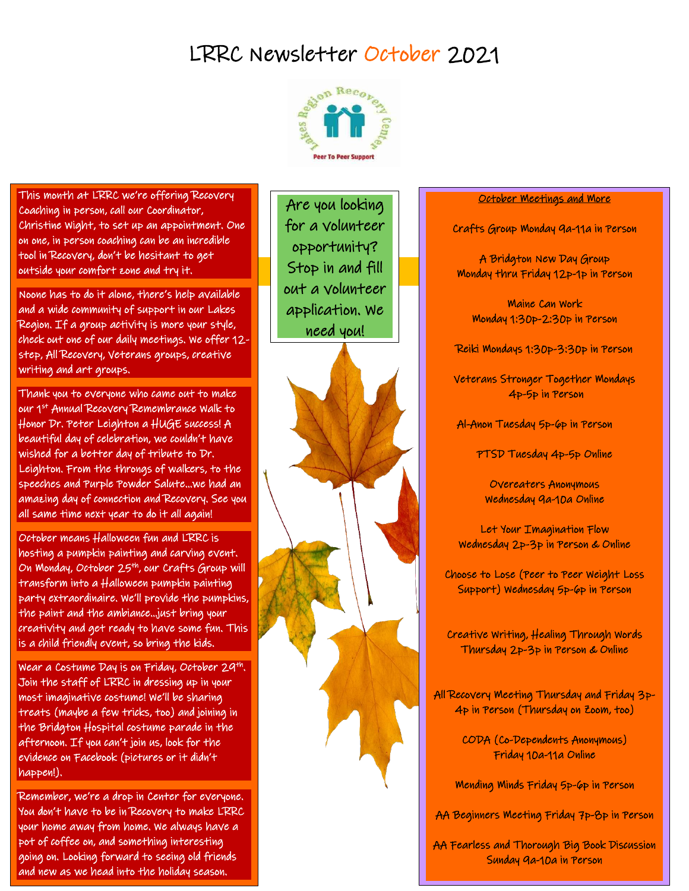# LRRC Newsletter October 2021

Lakes Region Recovery Center
Peer To Peer Support

This month at LRRC we're offering Recovery Coaching in person, call our Coordinator, Christine Wight, to set up an appointment. One on one, in person coaching can be an incredible tool in Recovery, don't be hesitant to get outside your comfort zone and try it.

Noone has to do it alone, there's help available and a wide community of support in our Lakes Region. If a group activity is more your style, check out one of our daily meetings. We offer 12-step, All Recovery, Veterans groups, creative writing and art groups.

Thank you to everyone who came out to make our 1st Annual Recovery Remembrance Walk to Honor Dr. Peter Leighton a HUGE success! A beautiful day of celebration, we couldn't have wished for a better day of tribute to Dr. Leighton. From the throngs of walkers, to the speeches and Purple Powder Salute...we had an amazing day of connection and Recovery. See you all same time next year to do it all again!

October means Halloween fun and LRRC is hosting a pumpkin painting and carving event. On Monday, October 25th, our Crafts Group will transform into a Halloween pumpkin painting party extraordinaire. We'll provide the pumpkins, the paint and the ambiance...just bring your creativity and get ready to have some fun. This is a child friendly event, so bring the kids.

Wear a Costume Day is on Friday, October 29th. Join the staff of LRRC in dressing up in your most imaginative costume! We'll be sharing treats (maybe a few tricks, too) and joining in the Bridgton Hospital costume parade in the afternoon. If you can't join us, look for the evidence on Facebook (pictures or it didn't happen!).

Remember, we're a drop in Center for everyone. You don't have to be in Recovery to make LRRC your home away from home. We always have a pot of coffee on, and something interesting going on. Looking forward to seeing old friends and new as we head into the holiday season.

Are you looking for a volunteer opportunity? Stop in and fill out a volunteer application. We need you!

## October Meetings and More

Crafts Group Monday 9a-11a in Person

A Bridgton New Day Group
Monday thru Friday 12p-1p in Person

Maine Can Work
Monday 1:30p-2:30p in Person

Reiki Mondays 1:30p-3:30p in Person

Veterans Stronger Together Mondays
4p-5p in Person

Al-Anon Tuesday 5p-6p in Person

PTSD Tuesday 4p-5p Online

Overeaters Anonymous
Wednesday 9a-10a Online

Let Your Imagination Flow
Wednesday 2p-3p in Person & Online

Choose to Lose (Peer to Peer Weight Loss Support) Wednesday 5p-6p in Person

Creative Writing, Healing Through Words
Thursday 2p-3p in Person & Online

All Recovery Meeting Thursday and Friday 3p-4p in Person (Thursday on Zoom, too)

CODA (Co-Dependents Anonymous)
Friday 10a-11a Online

Mending Minds Friday 5p-6p in Person

AA Beginners Meeting Friday 7p-8p in Person

AA Fearless and Thorough Big Book Discussion
Sunday 9a-10a in Person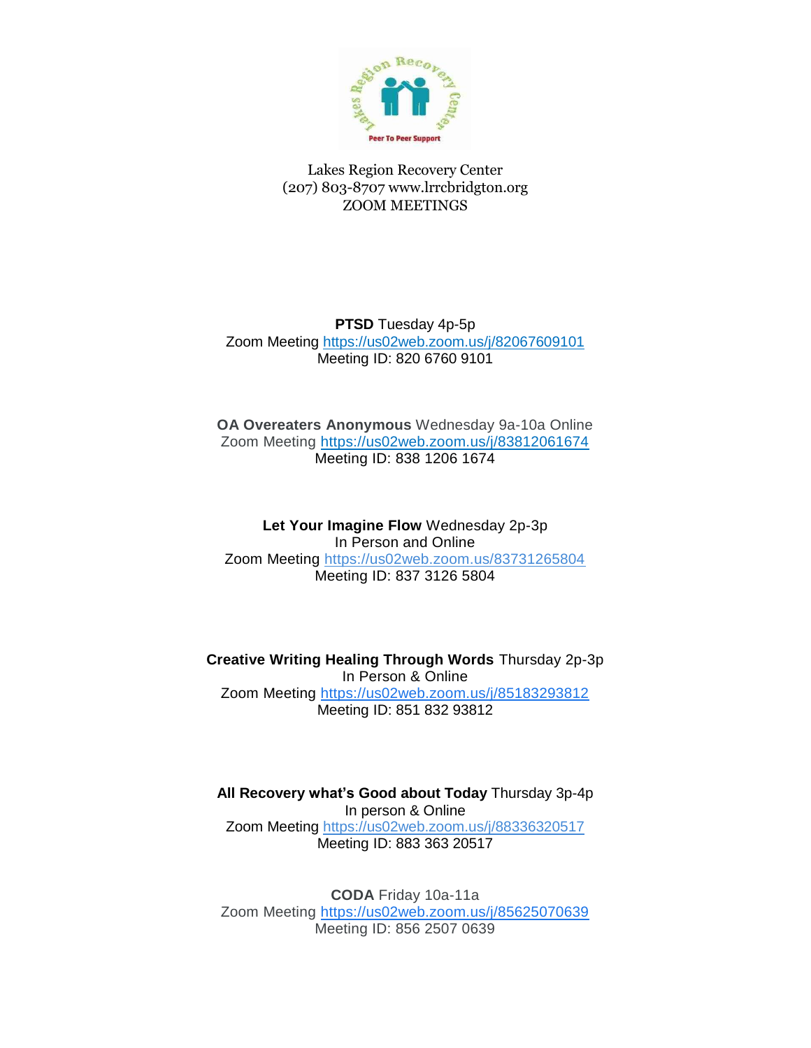Lakes Region Recovery Center
(207) 803-8707 www.lrrcbridgton.org
ZOOM MEETINGS

**PTSD** Tuesday 4p-5p
Zoom Meeting https://us02web.zoom.us/j/82067609101
Meeting ID: 820 6760 9101

**OA Overeaters Anonymous** Wednesday 9a-10a Online
Zoom Meeting https://us02web.zoom.us/j/83812061674
Meeting ID: 838 1206 1674

**Let Your Imagine Flow** Wednesday 2p-3p
In Person and Online
Zoom Meeting https://us02web.zoom.us/83731265804
Meeting ID: 837 3126 5804

**Creative Writing Healing Through Words** Thursday 2p-3p
In Person & Online
Zoom Meeting https://us02web.zoom.us/j/85183293812
Meeting ID: 851 832 93812

**All Recovery what's Good about Today** Thursday 3p-4p
In person & Online
Zoom Meeting https://us02web.zoom.us/j/88336320517
Meeting ID: 883 363 20517

**CODA** Friday 10a-11a
Zoom Meeting https://us02web.zoom.us/j/85625070639
Meeting ID: 856 2507 0639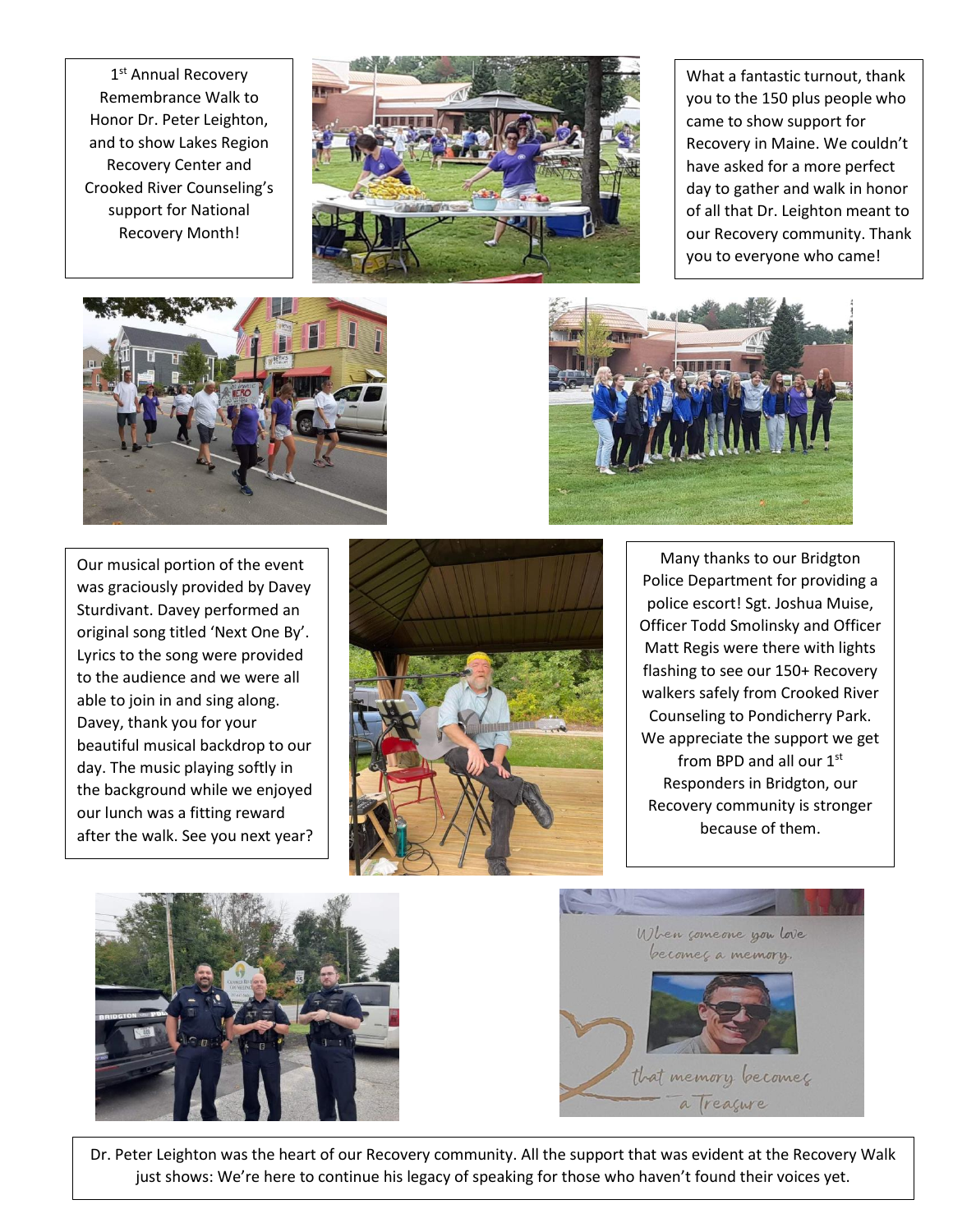1st Annual Recovery Remembrance Walk to Honor Dr. Peter Leighton, and to show Lakes Region Recovery Center and Crooked River Counseling's support for National Recovery Month!

What a fantastic turnout, thank you to the 150 plus people who came to show support for Recovery in Maine. We couldn't have asked for a more perfect day to gather and walk in honor of all that Dr. Leighton meant to our Recovery community. Thank you to everyone who came!

Our musical portion of the event was graciously provided by Davey Sturdivant. Davey performed an original song titled 'Next One By'. Lyrics to the song were provided to the audience and we were all able to join in and sing along. Davey, thank you for your beautiful musical backdrop to our day. The music playing softly in the background while we enjoyed our lunch was a fitting reward after the walk. See you next year?

Many thanks to our Bridgton Police Department for providing a police escort! Sgt. Joshua Muise, Officer Todd Smolinsky and Officer Matt Regis were there with lights flashing to see our 150+ Recovery walkers safely from Crooked River Counseling to Pondicherry Park. We appreciate the support we get from BPD and all our 1st Responders in Bridgton, our Recovery community is stronger because of them.

Dr. Peter Leighton was the heart of our Recovery community. All the support that was evident at the Recovery Walk just shows: We're here to continue his legacy of speaking for those who haven't found their voices yet.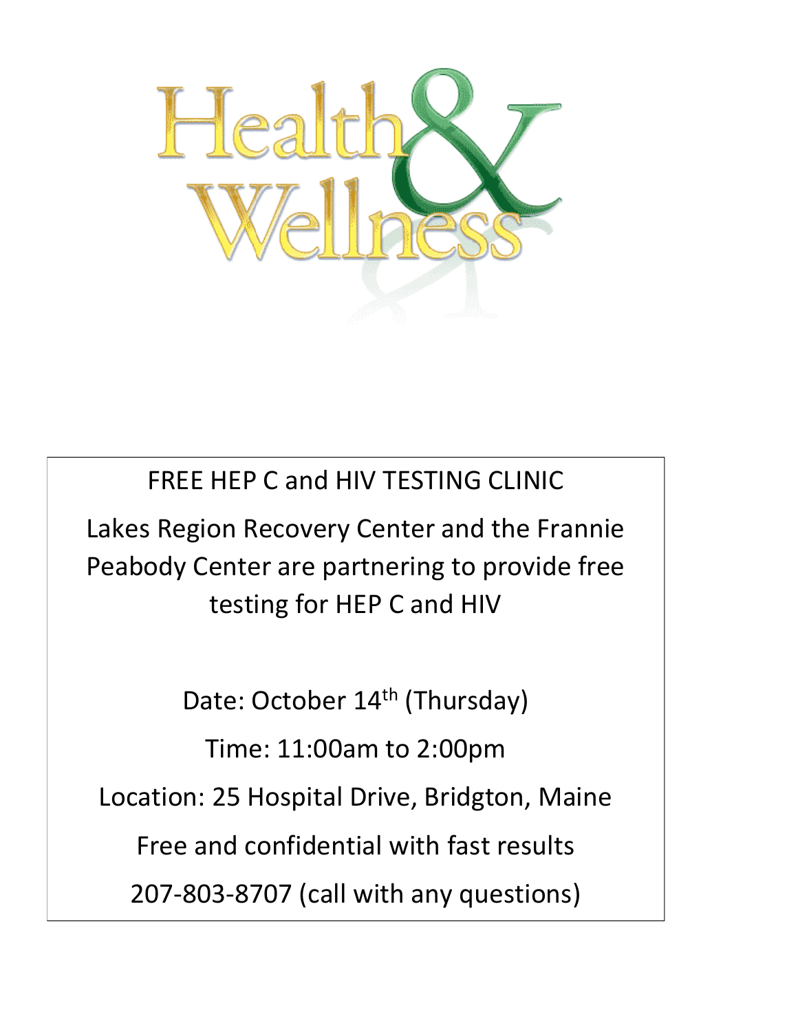# Health & Wellness

FREE HEP C and HIV TESTING CLINIC

Lakes Region Recovery Center and the Frannie Peabody Center are partnering to provide free testing for HEP C and HIV

Date: October 14th (Thursday)

Time: 11:00am to 2:00pm

Location: 25 Hospital Drive, Bridgton, Maine

Free and confidential with fast results

207-803-8707 (call with any questions)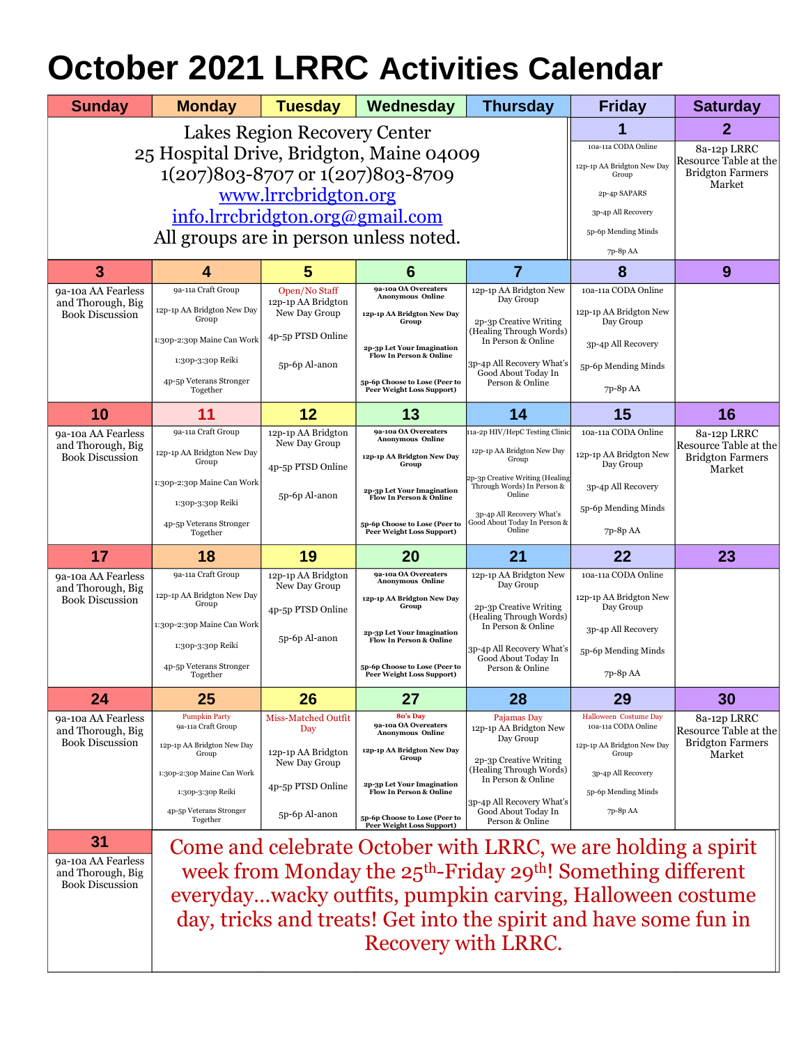# October 2021 LRRC Activities Calendar

| Sunday | Monday | Tuesday | Wednesday | Thursday | Friday | Saturday |
|---|---|---|---|---|---|---|
| Lakes Region Recovery Center<br>25 Hospital Drive, Bridgton, Maine 04009<br>1(207)803-8707 or 1(207)803-8709<br>www.lrrcbridgton.org<br>info.lrrcbridgton.org@gmail.com<br>All groups are in person unless noted. | | | | | **1**<br>10a-11a CODA Online<br>12p-1p AA Bridgton New Day Group<br>2p-4p SAPARS<br>3p-4p All Recovery<br>5p-6p Mending Minds<br>7p-8p AA | **2**<br>8a-12p LRRC Resource Table at the Bridgton Farmers Market |
| **3**<br>9a-10a AA Fearless and Thorough, Big Book Discussion | **4**<br>9a-11a Craft Group<br>12p-1p AA Bridgton New Day Group<br>1:30p-2:30p Maine Can Work<br>1:30p-3:30p Reiki<br>4p-5p Veterans Stronger Together | **5**<br>Open/No Staff<br>12p-1p AA Bridgton New Day Group<br>4p-5p PTSD Online<br>5p-6p Al-anon | **6**<br>9a-10a OA Overeaters Anonymous Online<br>12p-1p AA Bridgton New Day Group<br>2p-3p Let Your Imagination Flow In Person & Online<br>5p-6p Choose to Lose (Peer to Peer Weight Loss Support) | **7**<br>12p-1p AA Bridgton New Day Group<br>2p-3p Creative Writing (Healing Through Words) In Person & Online<br>3p-4p All Recovery What's Good About Today In Person & Online | **8**<br>10a-11a CODA Online<br>12p-1p AA Bridgton New Day Group<br>3p-4p All Recovery<br>5p-6p Mending Minds<br>7p-8p AA | **9** |
| **10**<br>9a-10a AA Fearless and Thorough, Big Book Discussion | **11**<br>9a-11a Craft Group<br>12p-1p AA Bridgton New Day Group<br>1:30p-2:30p Maine Can Work<br>1:30p-3:30p Reiki<br>4p-5p Veterans Stronger Together | **12**<br>12p-1p AA Bridgton New Day Group<br>4p-5p PTSD Online<br>5p-6p Al-anon | **13**<br>9a-10a OA Overeaters Anonymous Online<br>12p-1p AA Bridgton New Day Group<br>2p-3p Let Your Imagination Flow In Person & Online<br>5p-6p Choose to Lose (Peer to Peer Weight Loss Support) | **14**<br>11a-2p HIV/HepC Testing Clinic<br>12p-1p AA Bridgton New Day Group<br>2p-3p Creative Writing (Healing Through Words) In Person & Online<br>3p-4p All Recovery What's Good About Today In Person & Online | **15**<br>10a-11a CODA Online<br>12p-1p AA Bridgton New Day Group<br>3p-4p All Recovery<br>5p-6p Mending Minds<br>7p-8p AA | **16**<br>8a-12p LRRC Resource Table at the Bridgton Farmers Market |
| **17**<br>9a-10a AA Fearless and Thorough, Big Book Discussion | **18**<br>9a-11a Craft Group<br>12p-1p AA Bridgton New Day Group<br>1:30p-2:30p Maine Can Work<br>1:30p-3:30p Reiki<br>4p-5p Veterans Stronger Together | **19**<br>12p-1p AA Bridgton New Day Group<br>4p-5p PTSD Online<br>5p-6p Al-anon | **20**<br>9a-10a OA Overeaters Anonymous Online<br>12p-1p AA Bridgton New Day Group<br>2p-3p Let Your Imagination Flow In Person & Online<br>5p-6p Choose to Lose (Peer to Peer Weight Loss Support) | **21**<br>12p-1p AA Bridgton New Day Group<br>2p-3p Creative Writing (Healing Through Words) In Person & Online<br>3p-4p All Recovery What's Good About Today In Person & Online | **22**<br>10a-11a CODA Online<br>12p-1p AA Bridgton New Day Group<br>3p-4p All Recovery<br>5p-6p Mending Minds<br>7p-8p AA | **23** |
| **24**<br>9a-10a AA Fearless and Thorough, Big Book Discussion | **25**<br>Pumpkin Party<br>9a-11a Craft Group<br>12p-1p AA Bridgton New Day Group<br>1:30p-2:30p Maine Can Work<br>1:30p-3:30p Reiki<br>4p-5p Veterans Stronger Together | **26**<br>Miss-Matched Outfit Day<br>12p-1p AA Bridgton New Day Group<br>4p-5p PTSD Online<br>5p-6p Al-anon | **27**<br>80's Day<br>9a-10a OA Overeaters Anonymous Online<br>12p-1p AA Bridgton New Day Group<br>2p-3p Let Your Imagination Flow In Person & Online<br>5p-6p Choose to Lose (Peer to Peer Weight Loss Support) | **28**<br>Pajamas Day<br>12p-1p AA Bridgton New Day Group<br>2p-3p Creative Writing (Healing Through Words) In Person & Online<br>3p-4p All Recovery What's Good About Today In Person & Online | **29**<br>Halloween Costume Day<br>10a-11a CODA Online<br>12p-1p AA Bridgton New Day Group<br>3p-4p All Recovery<br>5p-6p Mending Minds<br>7p-8p AA | **30**<br>8a-12p LRRC Resource Table at the Bridgton Farmers Market |
| **31**<br>9a-10a AA Fearless and Thorough, Big Book Discussion | Come and celebrate October with LRRC, we are holding a spirit week from Monday the 25th-Friday 29th! Something different everyday…wacky outfits, pumpkin carving, Halloween costume day, tricks and treats! Get into the spirit and have some fun in Recovery with LRRC. | | | | | |